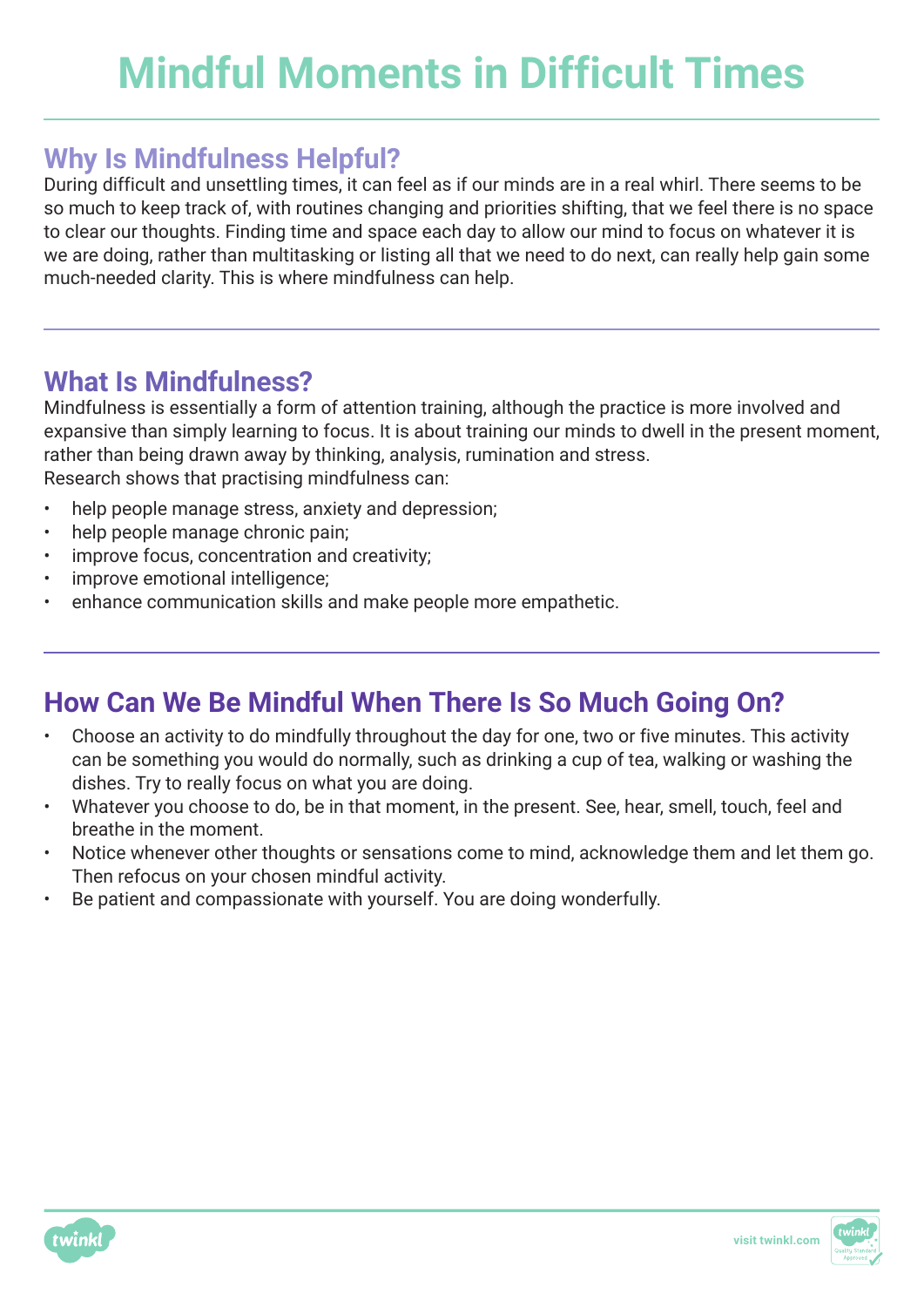# Mindful Moments in Difficult Times

## Why Is Mindfulness Helpful?

During difficult and unsettling times, it can feel as if our minds are in a real whirl. There seems to be so much to keep track of, with routines changing and priorities shifting, that we feel there is no space to clear our thoughts. Finding time and space each day to allow our mind to focus on whatever it is we are doing, rather than multitasking or listing all that we need to do next, can really help gain some much-needed clarity. This is where mindfulness can help.

## What Is Mindfulness?

Mindfulness is essentially a form of attention training, although the practice is more involved and expansive than simply learning to focus. It is about training our minds to dwell in the present moment, rather than being drawn away by thinking, analysis, rumination and stress.
Research shows that practising mindfulness can:

- help people manage stress, anxiety and depression;
- help people manage chronic pain;
- improve focus, concentration and creativity;
- improve emotional intelligence;
- enhance communication skills and make people more empathetic.

## How Can We Be Mindful When There Is So Much Going On?

- Choose an activity to do mindfully throughout the day for one, two or five minutes. This activity can be something you would do normally, such as drinking a cup of tea, walking or washing the dishes. Try to really focus on what you are doing.
- Whatever you choose to do, be in that moment, in the present. See, hear, smell, touch, feel and breathe in the moment.
- Notice whenever other thoughts or sensations come to mind, acknowledge them and let them go. Then refocus on your chosen mindful activity.
- Be patient and compassionate with yourself. You are doing wonderfully.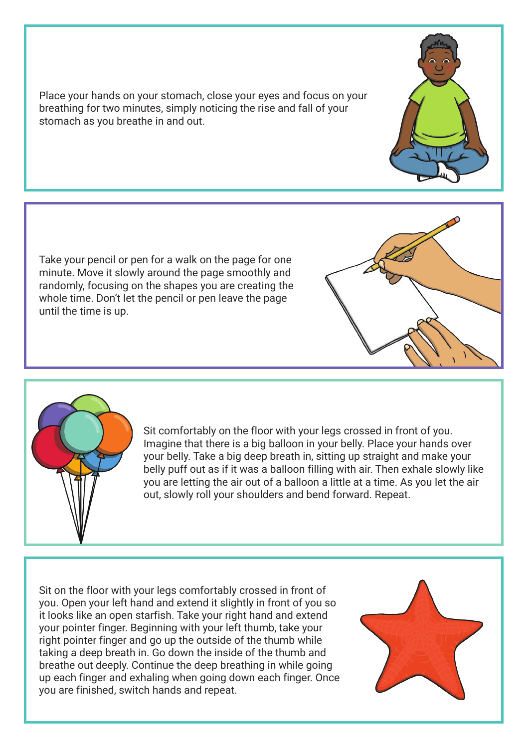Place your hands on your stomach, close your eyes and focus on your breathing for two minutes, simply noticing the rise and fall of your stomach as you breathe in and out.

Take your pencil or pen for a walk on the page for one minute. Move it slowly around the page smoothly and randomly, focusing on the shapes you are creating the whole time. Don't let the pencil or pen leave the page until the time is up.

Sit comfortably on the floor with your legs crossed in front of you. Imagine that there is a big balloon in your belly. Place your hands over your belly. Take a big deep breath in, sitting up straight and make your belly puff out as if it was a balloon filling with air. Then exhale slowly like you are letting the air out of a balloon a little at a time. As you let the air out, slowly roll your shoulders and bend forward. Repeat.

Sit on the floor with your legs comfortably crossed in front of you. Open your left hand and extend it slightly in front of you so it looks like an open starfish. Take your right hand and extend your pointer finger. Beginning with your left thumb, take your right pointer finger and go up the outside of the thumb while taking a deep breath in. Go down the inside of the thumb and breathe out deeply. Continue the deep breathing in while going up each finger and exhaling when going down each finger. Once you are finished, switch hands and repeat.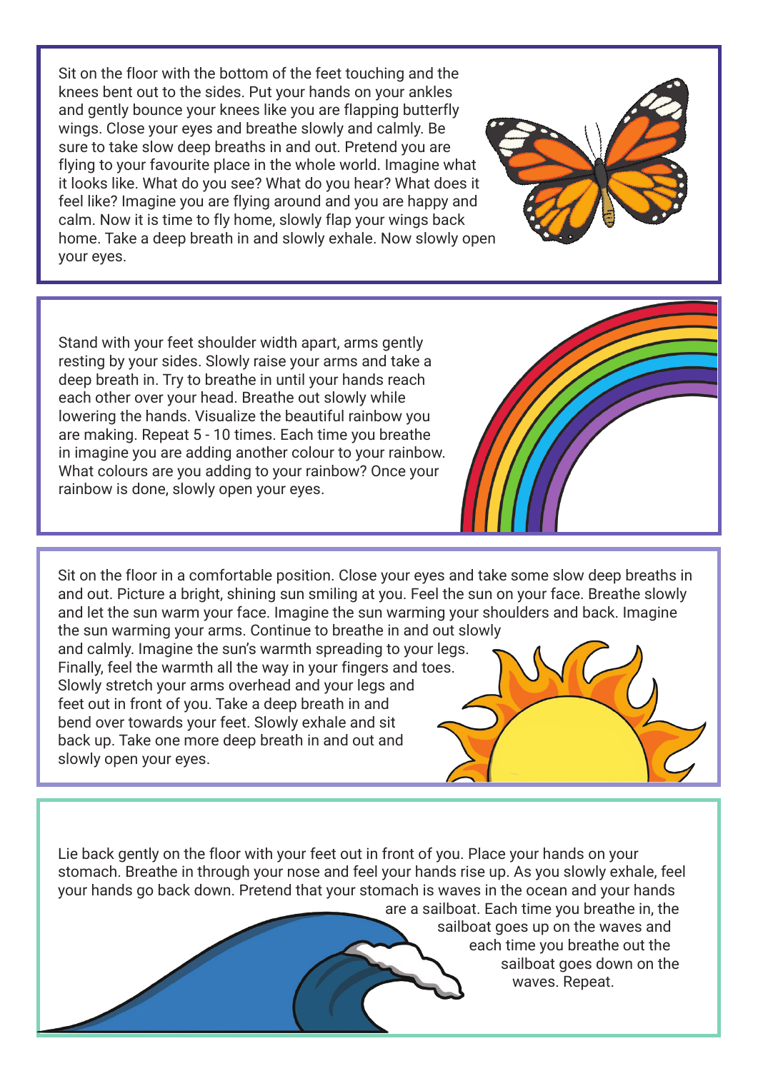Sit on the floor with the bottom of the feet touching and the knees bent out to the sides. Put your hands on your ankles and gently bounce your knees like you are flapping butterfly wings. Close your eyes and breathe slowly and calmly. Be sure to take slow deep breaths in and out. Pretend you are flying to your favourite place in the whole world. Imagine what it looks like. What do you see? What do you hear? What does it feel like? Imagine you are flying around and you are happy and calm. Now it is time to fly home, slowly flap your wings back home. Take a deep breath in and slowly exhale. Now slowly open your eyes.

Stand with your feet shoulder width apart, arms gently resting by your sides. Slowly raise your arms and take a deep breath in. Try to breathe in until your hands reach each other over your head. Breathe out slowly while lowering the hands. Visualize the beautiful rainbow you are making. Repeat 5 - 10 times. Each time you breathe in imagine you are adding another colour to your rainbow. What colours are you adding to your rainbow? Once your rainbow is done, slowly open your eyes.

Sit on the floor in a comfortable position. Close your eyes and take some slow deep breaths in and out. Picture a bright, shining sun smiling at you. Feel the sun on your face. Breathe slowly and let the sun warm your face. Imagine the sun warming your shoulders and back. Imagine the sun warming your arms. Continue to breathe in and out slowly and calmly. Imagine the sun's warmth spreading to your legs. Finally, feel the warmth all the way in your fingers and toes. Slowly stretch your arms overhead and your legs and feet out in front of you. Take a deep breath in and bend over towards your feet. Slowly exhale and sit back up. Take one more deep breath in and out and slowly open your eyes.

Lie back gently on the floor with your feet out in front of you. Place your hands on your stomach. Breathe in through your nose and feel your hands rise up. As you slowly exhale, feel your hands go back down. Pretend that your stomach is waves in the ocean and your hands are a sailboat. Each time you breathe in, the sailboat goes up on the waves and each time you breathe out the sailboat goes down on the waves. Repeat.